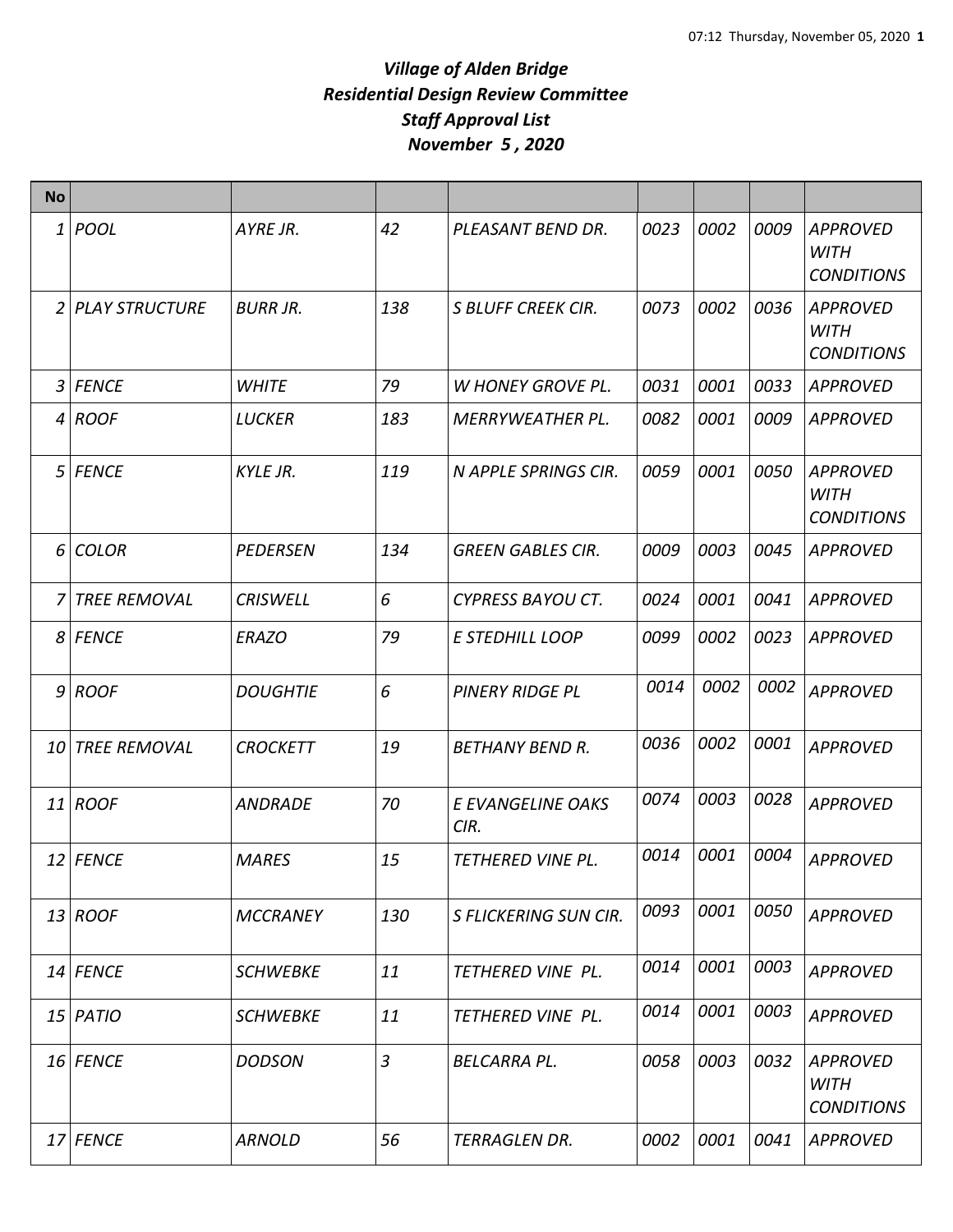***Village of Alden Bridge***
***Residential Design Review Committee***
***Staff Approval List***
***November 5 , 2020***

| No | | | | | | | | |
|---|---|---|---|---|---|---|---|---|
| *1* | *POOL* | *AYRE JR.* | *42* | *PLEASANT BEND DR.* | *0023* | *0002* | *0009* | *APPROVED WITH CONDITIONS* |
| *2* | *PLAY STRUCTURE* | *BURR JR.* | *138* | *S BLUFF CREEK CIR.* | *0073* | *0002* | *0036* | *APPROVED WITH CONDITIONS* |
| *3* | *FENCE* | *WHITE* | *79* | *W HONEY GROVE PL.* | *0031* | *0001* | *0033* | *APPROVED* |
| *4* | *ROOF* | *LUCKER* | *183* | *MERRYWEATHER PL.* | *0082* | *0001* | *0009* | *APPROVED* |
| *5* | *FENCE* | *KYLE JR.* | *119* | *N APPLE SPRINGS CIR.* | *0059* | *0001* | *0050* | *APPROVED WITH CONDITIONS* |
| *6* | *COLOR* | *PEDERSEN* | *134* | *GREEN GABLES CIR.* | *0009* | *0003* | *0045* | *APPROVED* |
| *7* | *TREE REMOVAL* | *CRISWELL* | *6* | *CYPRESS BAYOU CT.* | *0024* | *0001* | *0041* | *APPROVED* |
| *8* | *FENCE* | *ERAZO* | *79* | *E STEDHILL LOOP* | *0099* | *0002* | *0023* | *APPROVED* |
| *9* | *ROOF* | *DOUGHTIE* | *6* | *PINERY RIDGE PL* | *0014* | *0002* | *0002* | *APPROVED* |
| *10* | *TREE REMOVAL* | *CROCKETT* | *19* | *BETHANY BEND R.* | *0036* | *0002* | *0001* | *APPROVED* |
| *11* | *ROOF* | *ANDRADE* | *70* | *E EVANGELINE OAKS CIR.* | *0074* | *0003* | *0028* | *APPROVED* |
| *12* | *FENCE* | *MARES* | *15* | *TETHERED VINE PL.* | *0014* | *0001* | *0004* | *APPROVED* |
| *13* | *ROOF* | *MCCRANEY* | *130* | *S FLICKERING SUN CIR.* | *0093* | *0001* | *0050* | *APPROVED* |
| *14* | *FENCE* | *SCHWEBKE* | *11* | *TETHERED VINE PL.* | *0014* | *0001* | *0003* | *APPROVED* |
| *15* | *PATIO* | *SCHWEBKE* | *11* | *TETHERED VINE PL.* | *0014* | *0001* | *0003* | *APPROVED* |
| *16* | *FENCE* | *DODSON* | *3* | *BELCARRA PL.* | *0058* | *0003* | *0032* | *APPROVED WITH CONDITIONS* |
| *17* | *FENCE* | *ARNOLD* | *56* | *TERRAGLEN DR.* | *0002* | *0001* | *0041* | *APPROVED* |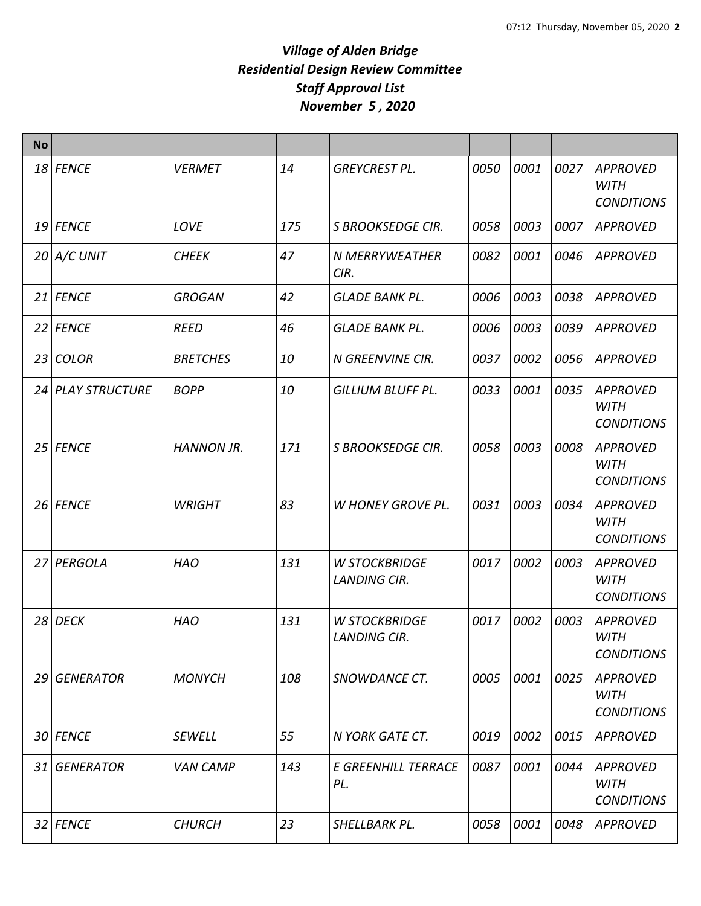# *Village of Alden Bridge*
# *Residential Design Review Committee*
# *Staff Approval List*
# *November 5 , 2020*

| No | | | | | | | | |
|---|---|---|---|---|---|---|---|---|
| 18 | FENCE | VERMET | 14 | GREYCREST PL. | 0050 | 0001 | 0027 | APPROVED WITH CONDITIONS |
| 19 | FENCE | LOVE | 175 | S BROOKSEDGE CIR. | 0058 | 0003 | 0007 | APPROVED |
| 20 | A/C UNIT | CHEEK | 47 | N MERRYWEATHER CIR. | 0082 | 0001 | 0046 | APPROVED |
| 21 | FENCE | GROGAN | 42 | GLADE BANK PL. | 0006 | 0003 | 0038 | APPROVED |
| 22 | FENCE | REED | 46 | GLADE BANK PL. | 0006 | 0003 | 0039 | APPROVED |
| 23 | COLOR | BRETCHES | 10 | N GREENVINE CIR. | 0037 | 0002 | 0056 | APPROVED |
| 24 | PLAY STRUCTURE | BOPP | 10 | GILLIUM BLUFF PL. | 0033 | 0001 | 0035 | APPROVED WITH CONDITIONS |
| 25 | FENCE | HANNON JR. | 171 | S BROOKSEDGE CIR. | 0058 | 0003 | 0008 | APPROVED WITH CONDITIONS |
| 26 | FENCE | WRIGHT | 83 | W HONEY GROVE PL. | 0031 | 0003 | 0034 | APPROVED WITH CONDITIONS |
| 27 | PERGOLA | HAO | 131 | W STOCKBRIDGE LANDING CIR. | 0017 | 0002 | 0003 | APPROVED WITH CONDITIONS |
| 28 | DECK | HAO | 131 | W STOCKBRIDGE LANDING CIR. | 0017 | 0002 | 0003 | APPROVED WITH CONDITIONS |
| 29 | GENERATOR | MONYCH | 108 | SNOWDANCE CT. | 0005 | 0001 | 0025 | APPROVED WITH CONDITIONS |
| 30 | FENCE | SEWELL | 55 | N YORK GATE CT. | 0019 | 0002 | 0015 | APPROVED |
| 31 | GENERATOR | VAN CAMP | 143 | E GREENHILL TERRACE PL. | 0087 | 0001 | 0044 | APPROVED WITH CONDITIONS |
| 32 | FENCE | CHURCH | 23 | SHELLBARK PL. | 0058 | 0001 | 0048 | APPROVED |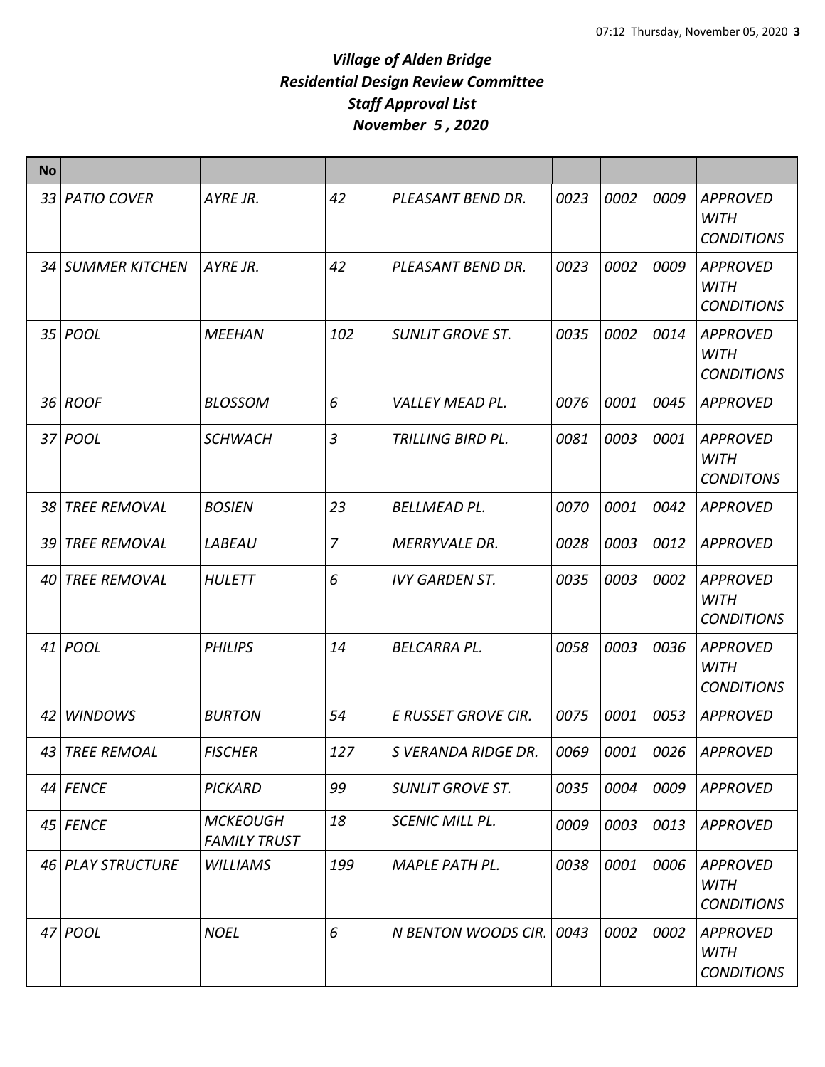# *Village of Alden Bridge*
# *Residential Design Review Committee*
# *Staff Approval List*
# *November 5 , 2020*

| No | | | | | | | | |
|---|---|---|---|---|---|---|---|---|
| 33 | *PATIO COVER* | *AYRE JR.* | *42* | *PLEASANT BEND DR.* | *0023* | *0002* | *0009* | *APPROVED WITH CONDITIONS* |
| 34 | *SUMMER KITCHEN* | *AYRE JR.* | *42* | *PLEASANT BEND DR.* | *0023* | *0002* | *0009* | *APPROVED WITH CONDITIONS* |
| 35 | *POOL* | *MEEHAN* | *102* | *SUNLIT GROVE ST.* | *0035* | *0002* | *0014* | *APPROVED WITH CONDITIONS* |
| 36 | *ROOF* | *BLOSSOM* | *6* | *VALLEY MEAD PL.* | *0076* | *0001* | *0045* | *APPROVED* |
| 37 | *POOL* | *SCHWACH* | *3* | *TRILLING BIRD PL.* | *0081* | *0003* | *0001* | *APPROVED WITH CONDITONS* |
| 38 | *TREE REMOVAL* | *BOSIEN* | *23* | *BELLMEAD PL.* | *0070* | *0001* | *0042* | *APPROVED* |
| 39 | *TREE REMOVAL* | *LABEAU* | *7* | *MERRYVALE DR.* | *0028* | *0003* | *0012* | *APPROVED* |
| 40 | *TREE REMOVAL* | *HULETT* | *6* | *IVY GARDEN ST.* | *0035* | *0003* | *0002* | *APPROVED WITH CONDITIONS* |
| 41 | *POOL* | *PHILIPS* | *14* | *BELCARRA PL.* | *0058* | *0003* | *0036* | *APPROVED WITH CONDITIONS* |
| 42 | *WINDOWS* | *BURTON* | *54* | *E RUSSET GROVE CIR.* | *0075* | *0001* | *0053* | *APPROVED* |
| 43 | *TREE REMOAL* | *FISCHER* | *127* | *S VERANDA RIDGE DR.* | *0069* | *0001* | *0026* | *APPROVED* |
| 44 | *FENCE* | *PICKARD* | *99* | *SUNLIT GROVE ST.* | *0035* | *0004* | *0009* | *APPROVED* |
| 45 | *FENCE* | *MCKEOUGH FAMILY TRUST* | *18* | *SCENIC MILL PL.* | *0009* | *0003* | *0013* | *APPROVED* |
| 46 | *PLAY STRUCTURE* | *WILLIAMS* | *199* | *MAPLE PATH PL.* | *0038* | *0001* | *0006* | *APPROVED WITH CONDITIONS* |
| 47 | *POOL* | *NOEL* | *6* | *N BENTON WOODS CIR.* | *0043* | *0002* | *0002* | *APPROVED WITH CONDITIONS* |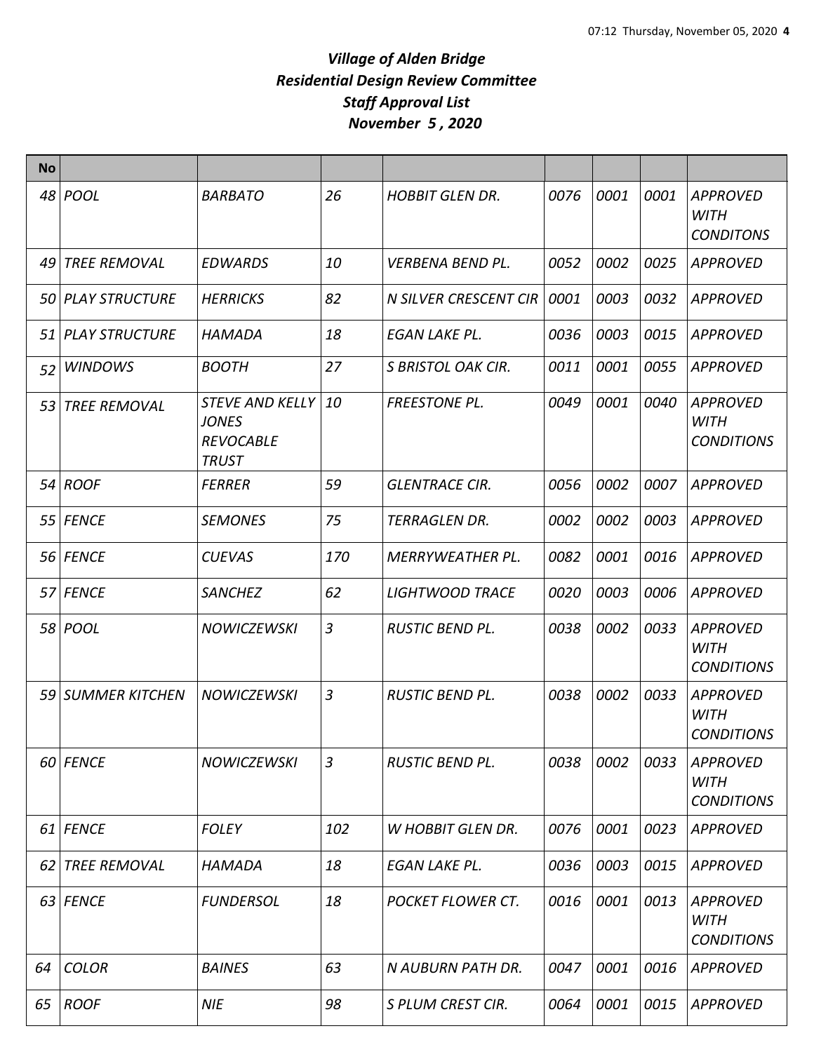# *Village of Alden Bridge*
# *Residential Design Review Committee*
# *Staff Approval List*
# *November 5 , 2020*

| No | | | | | | | | |
|---|---|---|---|---|---|---|---|---|
| 48 | POOL | BARBATO | 26 | HOBBIT GLEN DR. | 0076 | 0001 | 0001 | APPROVED WITH CONDITONS |
| 49 | TREE REMOVAL | EDWARDS | 10 | VERBENA BEND PL. | 0052 | 0002 | 0025 | APPROVED |
| 50 | PLAY STRUCTURE | HERRICKS | 82 | N SILVER CRESCENT CIR | 0001 | 0003 | 0032 | APPROVED |
| 51 | PLAY STRUCTURE | HAMADA | 18 | EGAN LAKE PL. | 0036 | 0003 | 0015 | APPROVED |
| 52 | WINDOWS | BOOTH | 27 | S BRISTOL OAK CIR. | 0011 | 0001 | 0055 | APPROVED |
| 53 | TREE REMOVAL | STEVE AND KELLY JONES REVOCABLE TRUST | 10 | FREESTONE PL. | 0049 | 0001 | 0040 | APPROVED WITH CONDITIONS |
| 54 | ROOF | FERRER | 59 | GLENTRACE CIR. | 0056 | 0002 | 0007 | APPROVED |
| 55 | FENCE | SEMONES | 75 | TERRAGLEN DR. | 0002 | 0002 | 0003 | APPROVED |
| 56 | FENCE | CUEVAS | 170 | MERRYWEATHER PL. | 0082 | 0001 | 0016 | APPROVED |
| 57 | FENCE | SANCHEZ | 62 | LIGHTWOOD TRACE | 0020 | 0003 | 0006 | APPROVED |
| 58 | POOL | NOWICZEWSKI | 3 | RUSTIC BEND PL. | 0038 | 0002 | 0033 | APPROVED WITH CONDITIONS |
| 59 | SUMMER KITCHEN | NOWICZEWSKI | 3 | RUSTIC BEND PL. | 0038 | 0002 | 0033 | APPROVED WITH CONDITIONS |
| 60 | FENCE | NOWICZEWSKI | 3 | RUSTIC BEND PL. | 0038 | 0002 | 0033 | APPROVED WITH CONDITIONS |
| 61 | FENCE | FOLEY | 102 | W HOBBIT GLEN DR. | 0076 | 0001 | 0023 | APPROVED |
| 62 | TREE REMOVAL | HAMADA | 18 | EGAN LAKE PL. | 0036 | 0003 | 0015 | APPROVED |
| 63 | FENCE | FUNDERSOL | 18 | POCKET FLOWER CT. | 0016 | 0001 | 0013 | APPROVED WITH CONDITIONS |
| 64 | COLOR | BAINES | 63 | N AUBURN PATH DR. | 0047 | 0001 | 0016 | APPROVED |
| 65 | ROOF | NIE | 98 | S PLUM CREST CIR. | 0064 | 0001 | 0015 | APPROVED |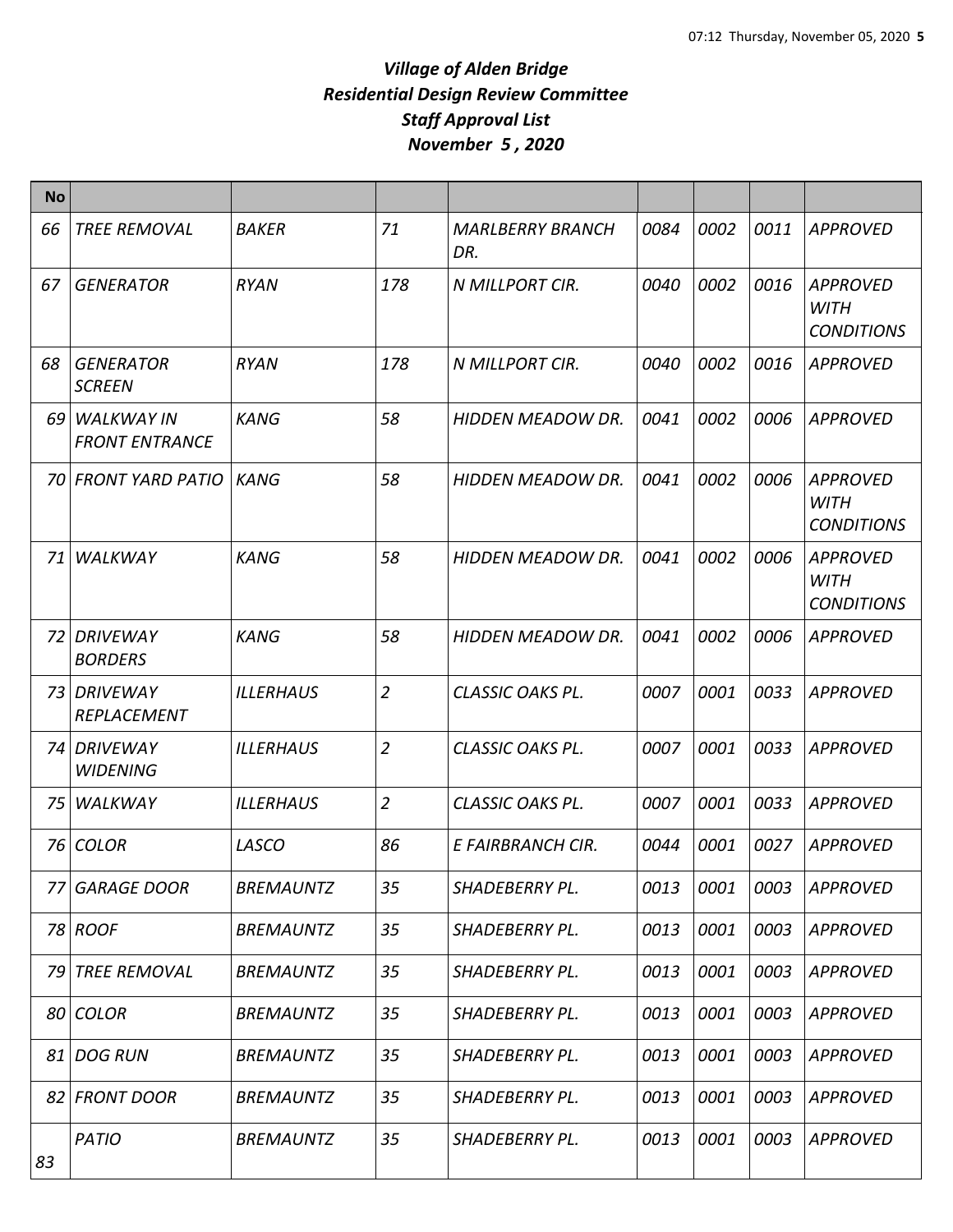# *Village of Alden Bridge*
# *Residential Design Review Committee*
# *Staff Approval List*
# *November 5 , 2020*

| No | | | | | | | | |
|---|---|---|---|---|---|---|---|---|
| *66* | *TREE REMOVAL* | *BAKER* | *71* | *MARLBERRY BRANCH DR.* | *0084* | *0002* | *0011* | *APPROVED* |
| *67* | *GENERATOR* | *RYAN* | *178* | *N MILLPORT CIR.* | *0040* | *0002* | *0016* | *APPROVED WITH CONDITIONS* |
| *68* | *GENERATOR SCREEN* | *RYAN* | *178* | *N MILLPORT CIR.* | *0040* | *0002* | *0016* | *APPROVED* |
| *69* | *WALKWAY IN FRONT ENTRANCE* | *KANG* | *58* | *HIDDEN MEADOW DR.* | *0041* | *0002* | *0006* | *APPROVED* |
| *70* | *FRONT YARD PATIO* | *KANG* | *58* | *HIDDEN MEADOW DR.* | *0041* | *0002* | *0006* | *APPROVED WITH CONDITIONS* |
| *71* | *WALKWAY* | *KANG* | *58* | *HIDDEN MEADOW DR.* | *0041* | *0002* | *0006* | *APPROVED WITH CONDITIONS* |
| *72* | *DRIVEWAY BORDERS* | *KANG* | *58* | *HIDDEN MEADOW DR.* | *0041* | *0002* | *0006* | *APPROVED* |
| *73* | *DRIVEWAY REPLACEMENT* | *ILLERHAUS* | *2* | *CLASSIC OAKS PL.* | *0007* | *0001* | *0033* | *APPROVED* |
| *74* | *DRIVEWAY WIDENING* | *ILLERHAUS* | *2* | *CLASSIC OAKS PL.* | *0007* | *0001* | *0033* | *APPROVED* |
| *75* | *WALKWAY* | *ILLERHAUS* | *2* | *CLASSIC OAKS PL.* | *0007* | *0001* | *0033* | *APPROVED* |
| *76* | *COLOR* | *LASCO* | *86* | *E FAIRBRANCH CIR.* | *0044* | *0001* | *0027* | *APPROVED* |
| *77* | *GARAGE DOOR* | *BREMAUNTZ* | *35* | *SHADEBERRY PL.* | *0013* | *0001* | *0003* | *APPROVED* |
| *78* | *ROOF* | *BREMAUNTZ* | *35* | *SHADEBERRY PL.* | *0013* | *0001* | *0003* | *APPROVED* |
| *79* | *TREE REMOVAL* | *BREMAUNTZ* | *35* | *SHADEBERRY PL.* | *0013* | *0001* | *0003* | *APPROVED* |
| *80* | *COLOR* | *BREMAUNTZ* | *35* | *SHADEBERRY PL.* | *0013* | *0001* | *0003* | *APPROVED* |
| *81* | *DOG RUN* | *BREMAUNTZ* | *35* | *SHADEBERRY PL.* | *0013* | *0001* | *0003* | *APPROVED* |
| *82* | *FRONT DOOR* | *BREMAUNTZ* | *35* | *SHADEBERRY PL.* | *0013* | *0001* | *0003* | *APPROVED* |
| *83* | *PATIO* | *BREMAUNTZ* | *35* | *SHADEBERRY PL.* | *0013* | *0001* | *0003* | *APPROVED* |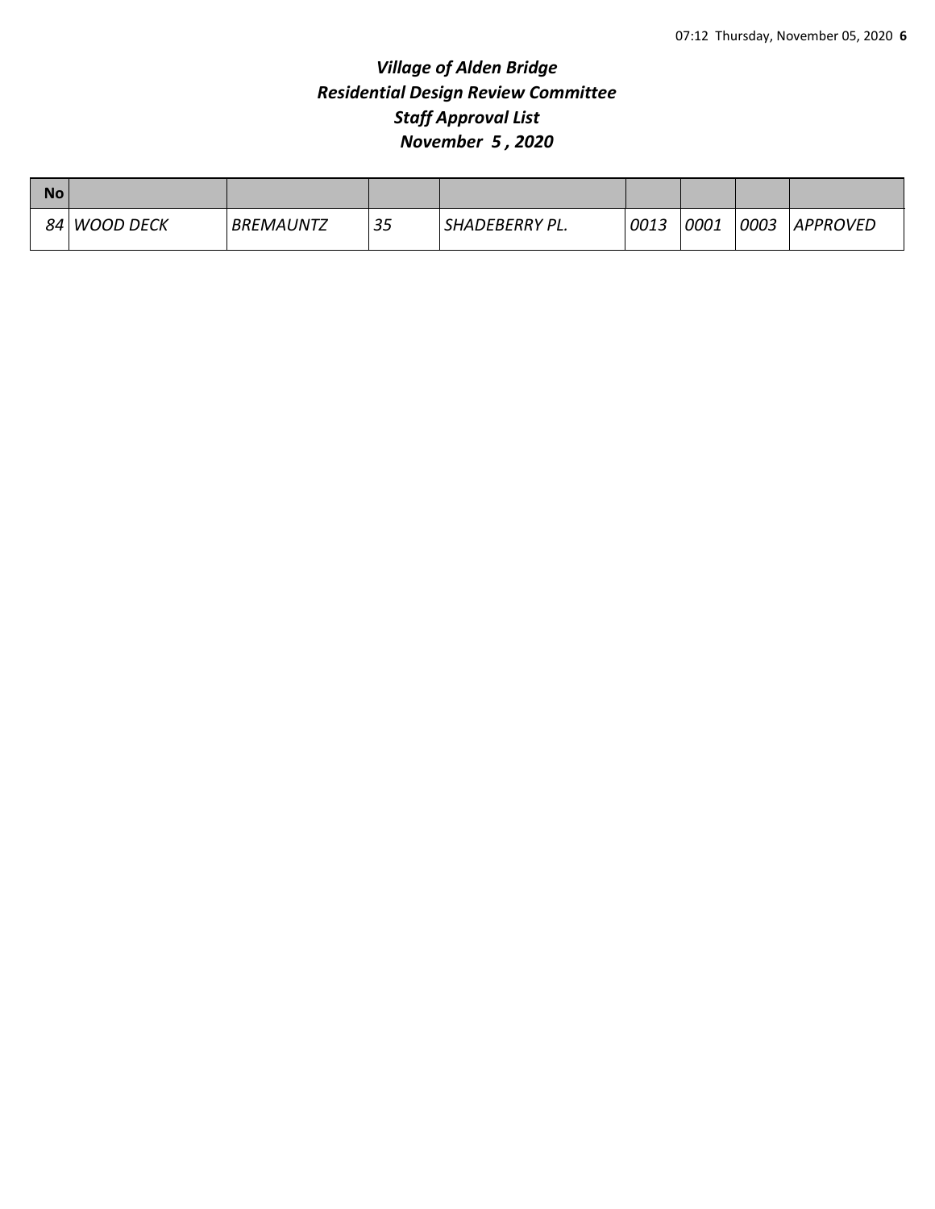# *Village of Alden Bridge*
# *Residential Design Review Committee*
# *Staff Approval List*
# *November 5 , 2020*

| No | | | | | | | | |
|---|---|---|---|---|---|---|---|---|
| *84* | *WOOD DECK* | *BREMAUNTZ* | *35* | *SHADEBERRY PL.* | *0013* | *0001* | *0003* | *APPROVED* |